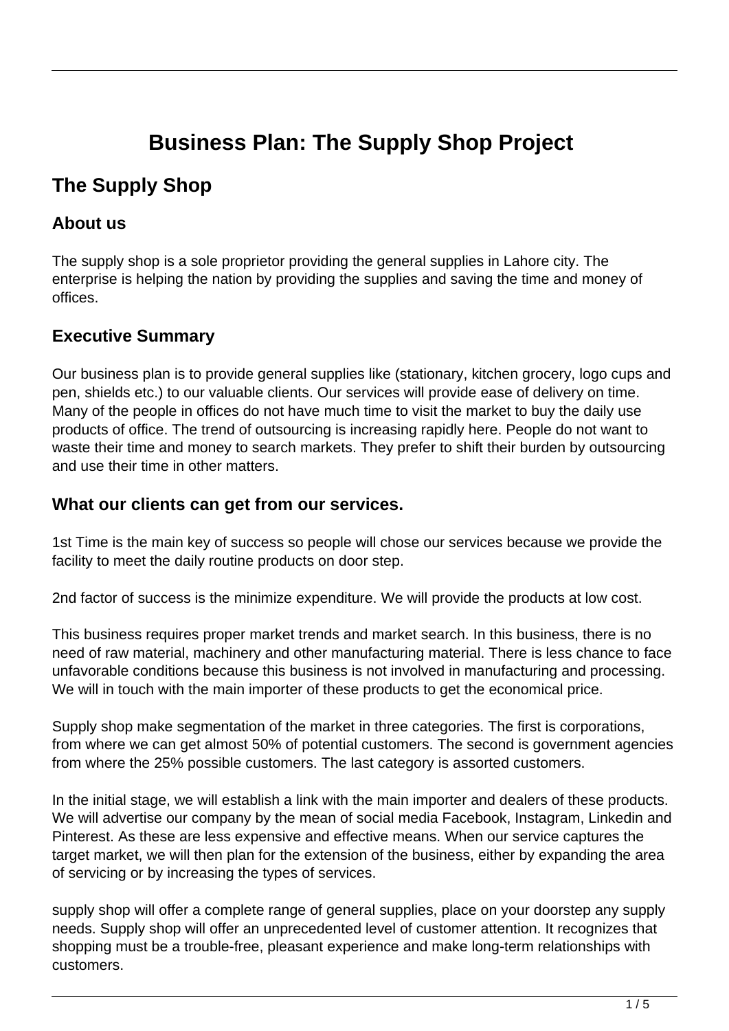# Business Plan: The Supply Shop Project

## The Supply Shop

### About us

The supply shop is a sole proprietor providing the general supplies in Lahore city. The enterprise is helping the nation by providing the supplies and saving the time and money of offices.

### Executive Summary

Our business plan is to provide general supplies like (stationary, kitchen grocery, logo cups and pen, shields etc.) to our valuable clients. Our services will provide ease of delivery on time. Many of the people in offices do not have much time to visit the market to buy the daily use products of office. The trend of outsourcing is increasing rapidly here. People do not want to waste their time and money to search markets. They prefer to shift their burden by outsourcing and use their time in other matters.

### What our clients can get from our services.

1st Time is the main key of success so people will chose our services because we provide the facility to meet the daily routine products on door step.

2nd factor of success is the minimize expenditure. We will provide the products at low cost.

This business requires proper market trends and market search. In this business, there is no need of raw material, machinery and other manufacturing material. There is less chance to face unfavorable conditions because this business is not involved in manufacturing and processing. We will in touch with the main importer of these products to get the economical price.

Supply shop make segmentation of the market in three categories. The first is corporations, from where we can get almost 50% of potential customers. The second is government agencies from where the 25% possible customers. The last category is assorted customers.

In the initial stage, we will establish a link with the main importer and dealers of these products. We will advertise our company by the mean of social media Facebook, Instagram, Linkedin and Pinterest. As these are less expensive and effective means. When our service captures the target market, we will then plan for the extension of the business, either by expanding the area of servicing or by increasing the types of services.

supply shop will offer a complete range of general supplies, place on your doorstep any supply needs. Supply shop will offer an unprecedented level of customer attention. It recognizes that shopping must be a trouble-free, pleasant experience and make long-term relationships with customers.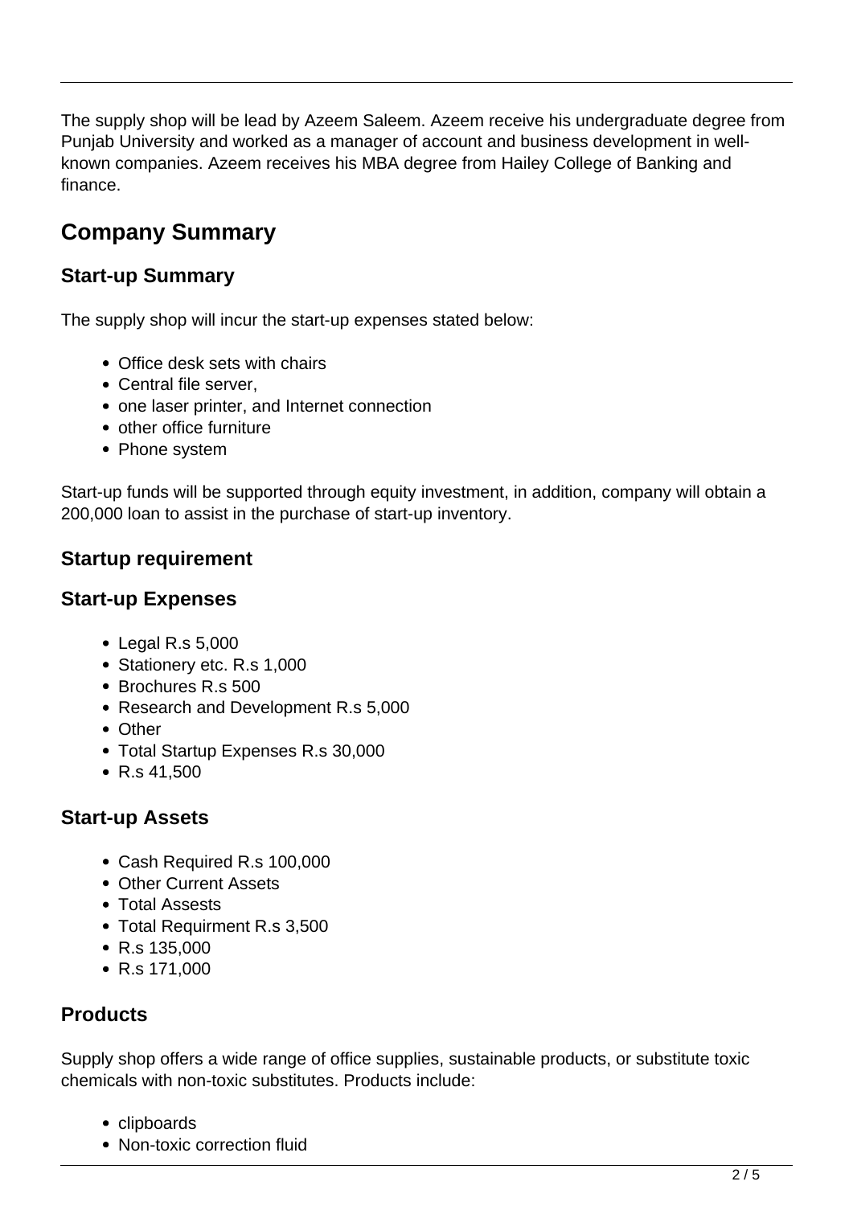The supply shop will be lead by Azeem Saleem. Azeem receive his undergraduate degree from Punjab University and worked as a manager of account and business development in well-known companies. Azeem receives his MBA degree from Hailey College of Banking and finance.

## Company Summary

### Start-up Summary

The supply shop will incur the start-up expenses stated below:

- Office desk sets with chairs
- Central file server,
- one laser printer, and Internet connection
- other office furniture
- Phone system

Start-up funds will be supported through equity investment, in addition, company will obtain a 200,000 loan to assist in the purchase of start-up inventory.

### Startup requirement

### Start-up Expenses

- Legal R.s 5,000
- Stationery etc. R.s 1,000
- Brochures R.s 500
- Research and Development R.s 5,000
- Other
- Total Startup Expenses R.s 30,000
- R.s 41,500

### Start-up Assets

- Cash Required R.s 100,000
- Other Current Assets
- Total Assests
- Total Requirment R.s 3,500
- R.s 135,000
- R.s 171,000

### Products

Supply shop offers a wide range of office supplies, sustainable products, or substitute toxic chemicals with non-toxic substitutes. Products include:

- clipboards
- Non-toxic correction fluid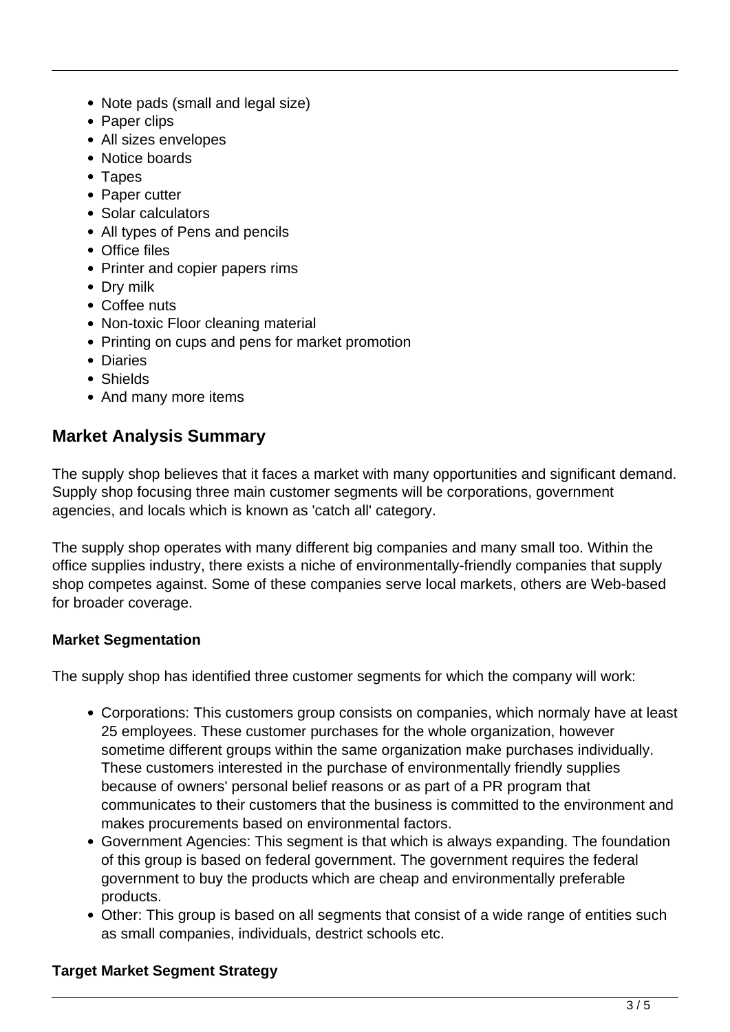- Note pads (small and legal size)
- Paper clips
- All sizes envelopes
- Notice boards
- Tapes
- Paper cutter
- Solar calculators
- All types of Pens and pencils
- Office files
- Printer and copier papers rims
- Dry milk
- Coffee nuts
- Non-toxic Floor cleaning material
- Printing on cups and pens for market promotion
- Diaries
- Shields
- And many more items

## Market Analysis Summary

The supply shop believes that it faces a market with many opportunities and significant demand. Supply shop focusing three main customer segments will be corporations, government agencies, and locals which is known as 'catch all' category.

The supply shop operates with many different big companies and many small too. Within the office supplies industry, there exists a niche of environmentally-friendly companies that supply shop competes against. Some of these companies serve local markets, others are Web-based for broader coverage.

### Market Segmentation

The supply shop has identified three customer segments for which the company will work:

- Corporations: This customers group consists on companies, which normaly have at least 25 employees. These customer purchases for the whole organization, however sometime different groups within the same organization make purchases individually. These customers interested in the purchase of environmentally friendly supplies because of owners' personal belief reasons or as part of a PR program that communicates to their customers that the business is committed to the environment and makes procurements based on environmental factors.
- Government Agencies: This segment is that which is always expanding. The foundation of this group is based on federal government. The government requires the federal government to buy the products which are cheap and environmentally preferable products.
- Other: This group is based on all segments that consist of a wide range of entities such as small companies, individuals, destrict schools etc.

### Target Market Segment Strategy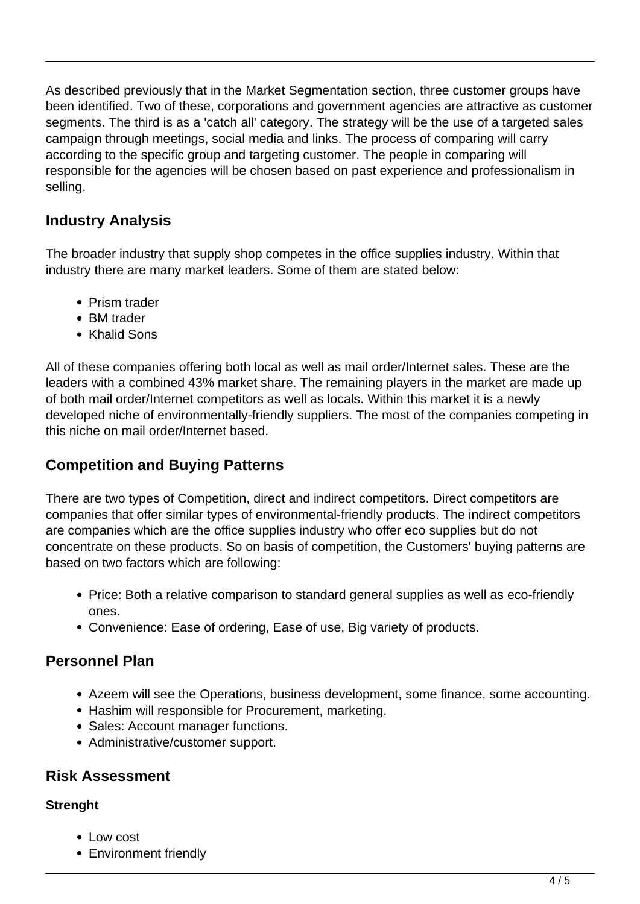As described previously that in the Market Segmentation section, three customer groups have been identified. Two of these, corporations and government agencies are attractive as customer segments. The third is as a 'catch all' category. The strategy will be the use of a targeted sales campaign through meetings, social media and links. The process of comparing will carry according to the specific group and targeting customer. The people in comparing will responsible for the agencies will be chosen based on past experience and professionalism in selling.

## Industry Analysis

The broader industry that supply shop competes in the office supplies industry. Within that industry there are many market leaders. Some of them are stated below:

- Prism trader
- BM trader
- Khalid Sons

All of these companies offering both local as well as mail order/Internet sales. These are the leaders with a combined 43% market share. The remaining players in the market are made up of both mail order/Internet competitors as well as locals. Within this market it is a newly developed niche of environmentally-friendly suppliers. The most of the companies competing in this niche on mail order/Internet based.

## Competition and Buying Patterns

There are two types of Competition, direct and indirect competitors. Direct competitors are companies that offer similar types of environmental-friendly products. The indirect competitors are companies which are the office supplies industry who offer eco supplies but do not concentrate on these products. So on basis of competition, the Customers' buying patterns are based on two factors which are following:

- Price: Both a relative comparison to standard general supplies as well as eco-friendly ones.
- Convenience: Ease of ordering, Ease of use, Big variety of products.

## Personnel Plan

- Azeem will see the Operations, business development, some finance, some accounting.
- Hashim will responsible for Procurement, marketing.
- Sales: Account manager functions.
- Administrative/customer support.

## Risk Assessment

**Strenght**

- Low cost
- Environment friendly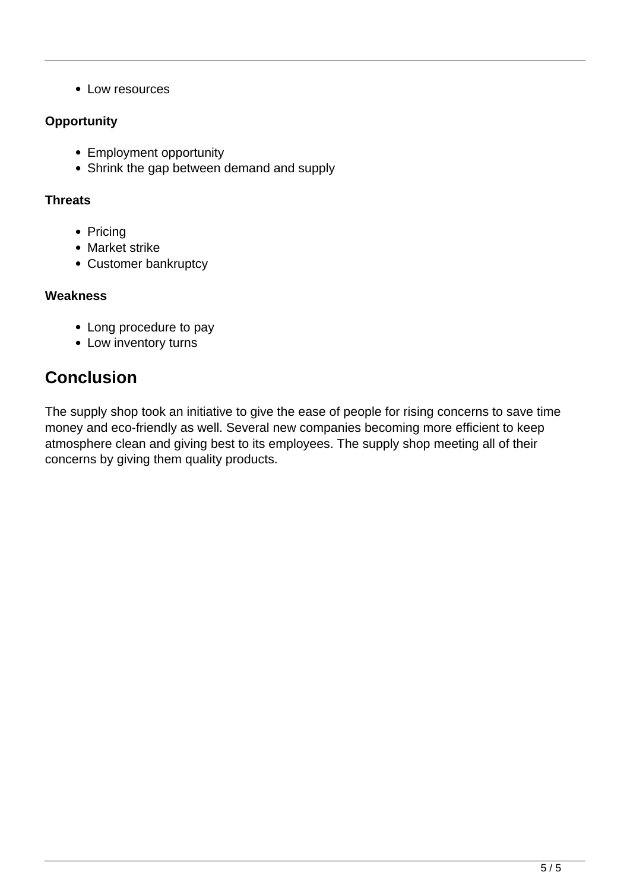- Low resources

**Opportunity**

- Employment opportunity
- Shrink the gap between demand and supply

**Threats**

- Pricing
- Market strike
- Customer bankruptcy

**Weakness**

- Long procedure to pay
- Low inventory turns

## Conclusion

The supply shop took an initiative to give the ease of people for rising concerns to save time money and eco-friendly as well. Several new companies becoming more efficient to keep atmosphere clean and giving best to its employees. The supply shop meeting all of their concerns by giving them quality products.